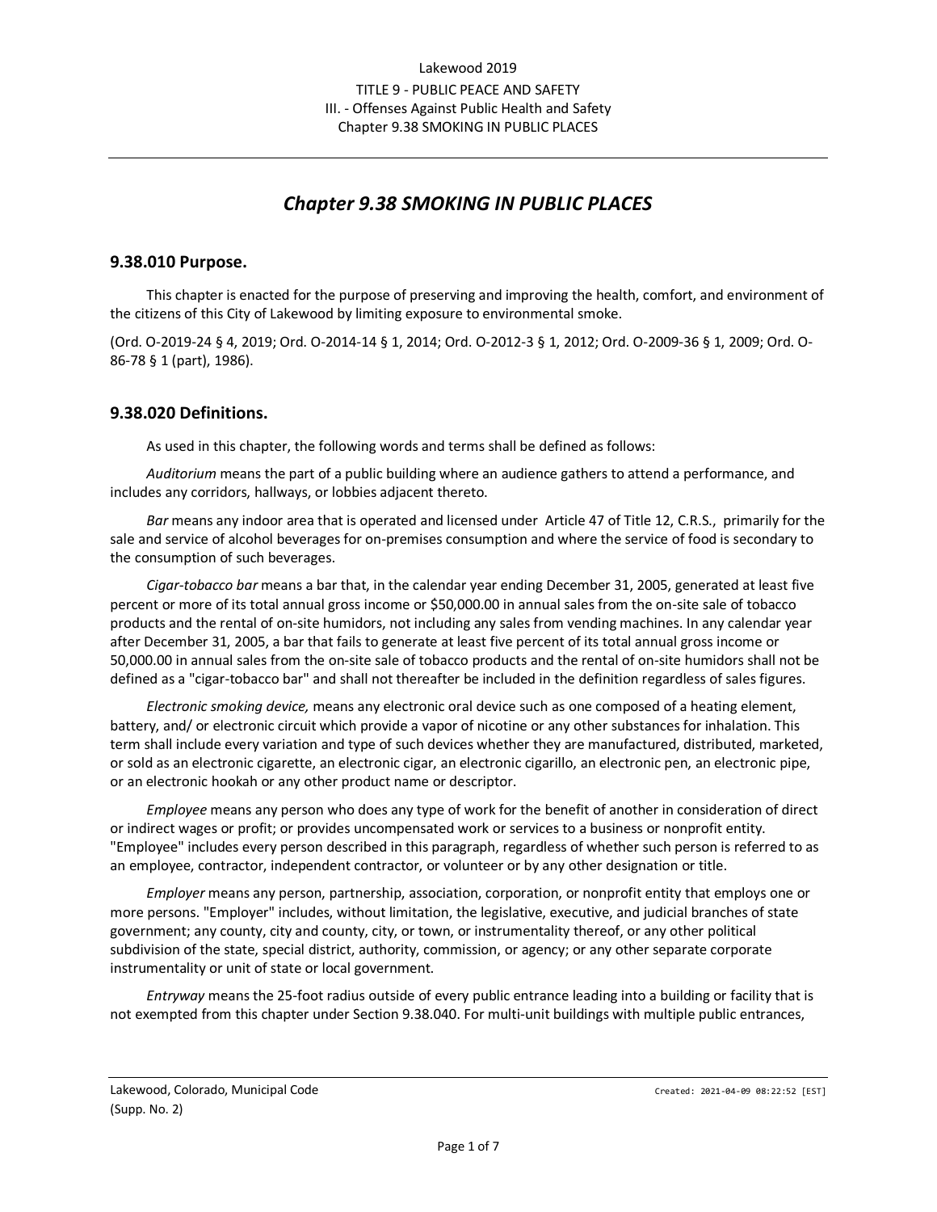# Chapter 9.38 SMOKING IN PUBLIC PLACES

## 9.38.010 Purpose.

This chapter is enacted for the purpose of preserving and improving the health, comfort, and environment of the citizens of this City of Lakewood by limiting exposure to environmental smoke.

(Ord. O-2019-24 § 4, 2019; Ord. O-2014-14 § 1, 2014; Ord. O-2012-3 § 1, 2012; Ord. O-2009-36 § 1, 2009; Ord. O-86-78 § 1 (part), 1986).

## 9.38.020 Definitions.

As used in this chapter, the following words and terms shall be defined as follows:

*Auditorium* means the part of a public building where an audience gathers to attend a performance, and includes any corridors, hallways, or lobbies adjacent thereto.

*Bar* means any indoor area that is operated and licensed under Article 47 of Title 12, C.R.S., primarily for the sale and service of alcohol beverages for on-premises consumption and where the service of food is secondary to the consumption of such beverages.

*Cigar-tobacco bar* means a bar that, in the calendar year ending December 31, 2005, generated at least five percent or more of its total annual gross income or $50,000.00 in annual sales from the on-site sale of tobacco products and the rental of on-site humidors, not including any sales from vending machines. In any calendar year after December 31, 2005, a bar that fails to generate at least five percent of its total annual gross income or 50,000.00 in annual sales from the on-site sale of tobacco products and the rental of on-site humidors shall not be defined as a "cigar-tobacco bar" and shall not thereafter be included in the definition regardless of sales figures.

*Electronic smoking device,* means any electronic oral device such as one composed of a heating element, battery, and/ or electronic circuit which provide a vapor of nicotine or any other substances for inhalation. This term shall include every variation and type of such devices whether they are manufactured, distributed, marketed, or sold as an electronic cigarette, an electronic cigar, an electronic cigarillo, an electronic pen, an electronic pipe, or an electronic hookah or any other product name or descriptor.

*Employee* means any person who does any type of work for the benefit of another in consideration of direct or indirect wages or profit; or provides uncompensated work or services to a business or nonprofit entity. "Employee" includes every person described in this paragraph, regardless of whether such person is referred to as an employee, contractor, independent contractor, or volunteer or by any other designation or title.

*Employer* means any person, partnership, association, corporation, or nonprofit entity that employs one or more persons. "Employer" includes, without limitation, the legislative, executive, and judicial branches of state government; any county, city and county, city, or town, or instrumentality thereof, or any other political subdivision of the state, special district, authority, commission, or agency; or any other separate corporate instrumentality or unit of state or local government.

*Entryway* means the 25-foot radius outside of every public entrance leading into a building or facility that is not exempted from this chapter under Section 9.38.040. For multi-unit buildings with multiple public entrances,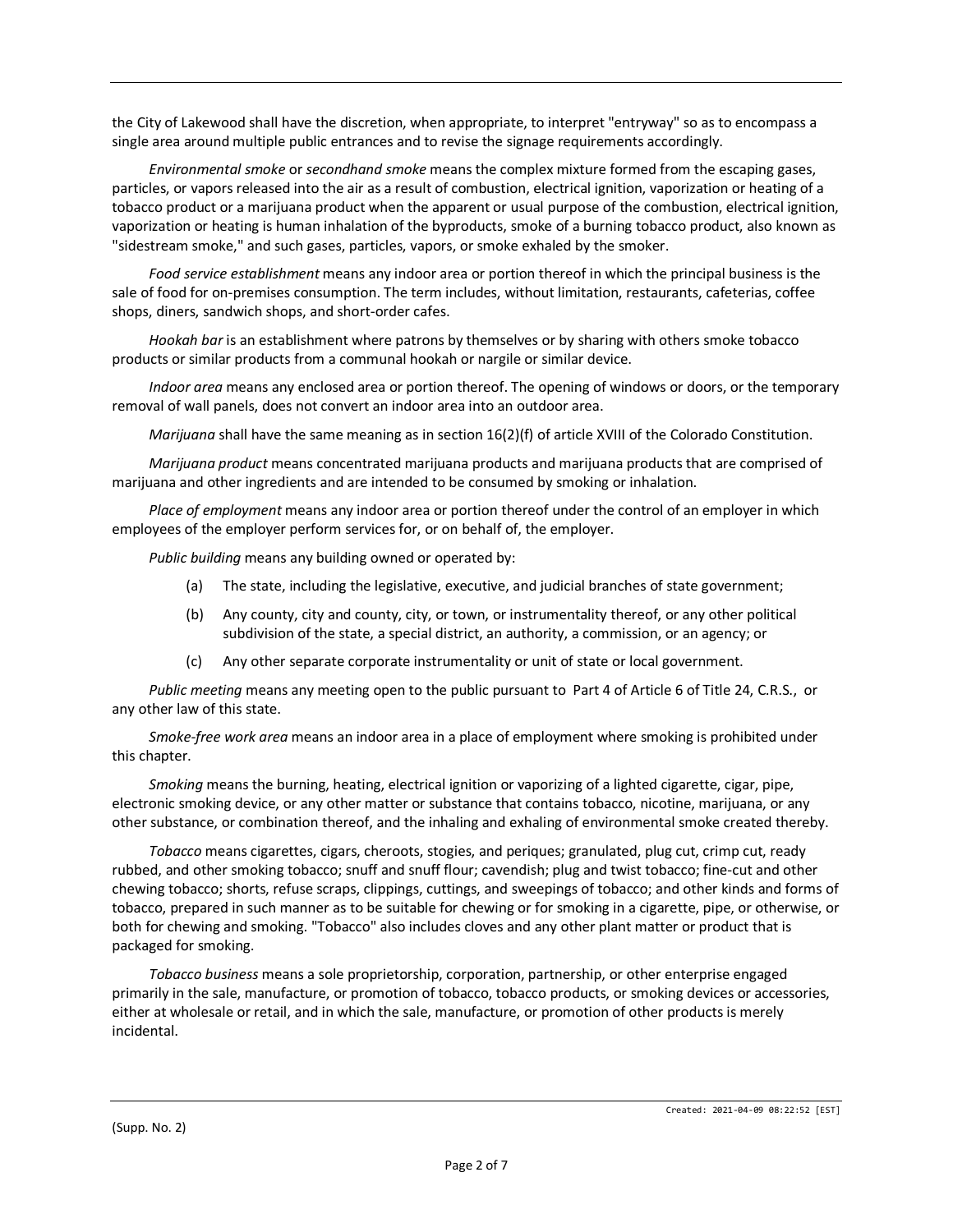the City of Lakewood shall have the discretion, when appropriate, to interpret "entryway" so as to encompass a single area around multiple public entrances and to revise the signage requirements accordingly.

*Environmental smoke* or *secondhand smoke* means the complex mixture formed from the escaping gases, particles, or vapors released into the air as a result of combustion, electrical ignition, vaporization or heating of a tobacco product or a marijuana product when the apparent or usual purpose of the combustion, electrical ignition, vaporization or heating is human inhalation of the byproducts, smoke of a burning tobacco product, also known as "sidestream smoke," and such gases, particles, vapors, or smoke exhaled by the smoker.

*Food service establishment* means any indoor area or portion thereof in which the principal business is the sale of food for on-premises consumption. The term includes, without limitation, restaurants, cafeterias, coffee shops, diners, sandwich shops, and short-order cafes.

*Hookah bar* is an establishment where patrons by themselves or by sharing with others smoke tobacco products or similar products from a communal hookah or nargile or similar device.

*Indoor area* means any enclosed area or portion thereof. The opening of windows or doors, or the temporary removal of wall panels, does not convert an indoor area into an outdoor area.

*Marijuana* shall have the same meaning as in section 16(2)(f) of article XVIII of the Colorado Constitution.

*Marijuana product* means concentrated marijuana products and marijuana products that are comprised of marijuana and other ingredients and are intended to be consumed by smoking or inhalation.

*Place of employment* means any indoor area or portion thereof under the control of an employer in which employees of the employer perform services for, or on behalf of, the employer.

*Public building* means any building owned or operated by:

(a) The state, including the legislative, executive, and judicial branches of state government;

(b) Any county, city and county, city, or town, or instrumentality thereof, or any other political subdivision of the state, a special district, an authority, a commission, or an agency; or

(c) Any other separate corporate instrumentality or unit of state or local government.

*Public meeting* means any meeting open to the public pursuant to Part 4 of Article 6 of Title 24, C.R.S., or any other law of this state.

*Smoke-free work area* means an indoor area in a place of employment where smoking is prohibited under this chapter.

*Smoking* means the burning, heating, electrical ignition or vaporizing of a lighted cigarette, cigar, pipe, electronic smoking device, or any other matter or substance that contains tobacco, nicotine, marijuana, or any other substance, or combination thereof, and the inhaling and exhaling of environmental smoke created thereby.

*Tobacco* means cigarettes, cigars, cheroots, stogies, and periques; granulated, plug cut, crimp cut, ready rubbed, and other smoking tobacco; snuff and snuff flour; cavendish; plug and twist tobacco; fine-cut and other chewing tobacco; shorts, refuse scraps, clippings, cuttings, and sweepings of tobacco; and other kinds and forms of tobacco, prepared in such manner as to be suitable for chewing or for smoking in a cigarette, pipe, or otherwise, or both for chewing and smoking. "Tobacco" also includes cloves and any other plant matter or product that is packaged for smoking.

*Tobacco business* means a sole proprietorship, corporation, partnership, or other enterprise engaged primarily in the sale, manufacture, or promotion of tobacco, tobacco products, or smoking devices or accessories, either at wholesale or retail, and in which the sale, manufacture, or promotion of other products is merely incidental.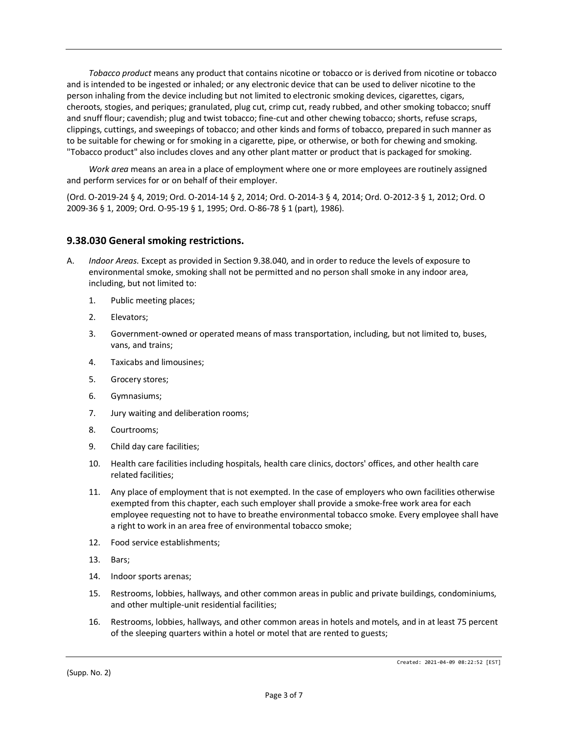*Tobacco product* means any product that contains nicotine or tobacco or is derived from nicotine or tobacco and is intended to be ingested or inhaled; or any electronic device that can be used to deliver nicotine to the person inhaling from the device including but not limited to electronic smoking devices, cigarettes, cigars, cheroots, stogies, and periques; granulated, plug cut, crimp cut, ready rubbed, and other smoking tobacco; snuff and snuff flour; cavendish; plug and twist tobacco; fine-cut and other chewing tobacco; shorts, refuse scraps, clippings, cuttings, and sweepings of tobacco; and other kinds and forms of tobacco, prepared in such manner as to be suitable for chewing or for smoking in a cigarette, pipe, or otherwise, or both for chewing and smoking. "Tobacco product" also includes cloves and any other plant matter or product that is packaged for smoking.

*Work area* means an area in a place of employment where one or more employees are routinely assigned and perform services for or on behalf of their employer.

(Ord. O-2019-24 § 4, 2019; Ord. O-2014-14 § 2, 2014; Ord. O-2014-3 § 4, 2014; Ord. O-2012-3 § 1, 2012; Ord. O 2009-36 § 1, 2009; Ord. O-95-19 § 1, 1995; Ord. O-86-78 § 1 (part), 1986).

## 9.38.030 General smoking restrictions.

A. *Indoor Areas.* Except as provided in Section 9.38.040, and in order to reduce the levels of exposure to environmental smoke, smoking shall not be permitted and no person shall smoke in any indoor area, including, but not limited to:

1. Public meeting places;
2. Elevators;
3. Government-owned or operated means of mass transportation, including, but not limited to, buses, vans, and trains;
4. Taxicabs and limousines;
5. Grocery stores;
6. Gymnasiums;
7. Jury waiting and deliberation rooms;
8. Courtrooms;
9. Child day care facilities;
10. Health care facilities including hospitals, health care clinics, doctors' offices, and other health care related facilities;
11. Any place of employment that is not exempted. In the case of employers who own facilities otherwise exempted from this chapter, each such employer shall provide a smoke-free work area for each employee requesting not to have to breathe environmental tobacco smoke. Every employee shall have a right to work in an area free of environmental tobacco smoke;
12. Food service establishments;
13. Bars;
14. Indoor sports arenas;
15. Restrooms, lobbies, hallways, and other common areas in public and private buildings, condominiums, and other multiple-unit residential facilities;
16. Restrooms, lobbies, hallways, and other common areas in hotels and motels, and in at least 75 percent of the sleeping quarters within a hotel or motel that are rented to guests;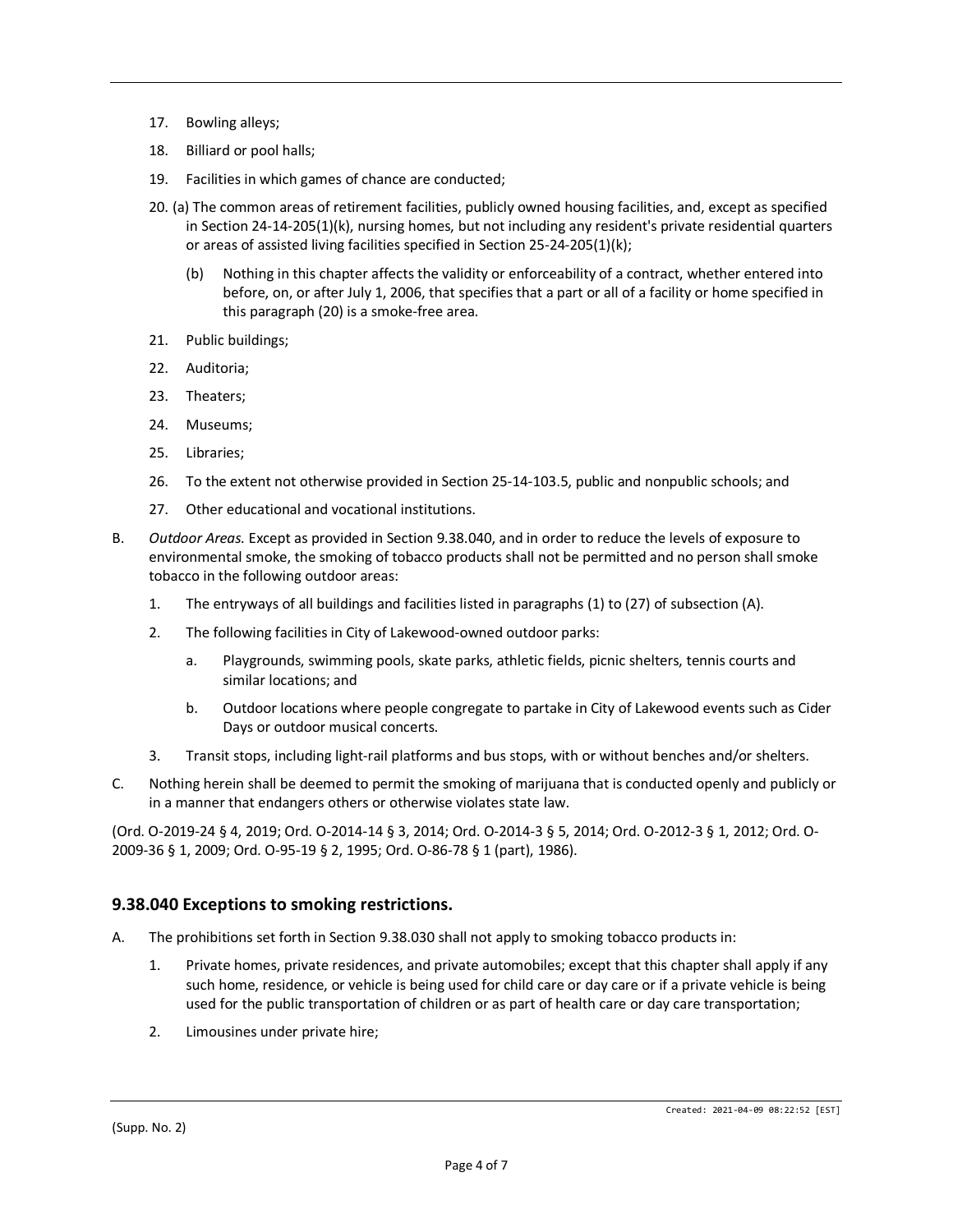17. Bowling alleys;
18. Billiard or pool halls;
19. Facilities in which games of chance are conducted;
20. (a) The common areas of retirement facilities, publicly owned housing facilities, and, except as specified in Section 24-14-205(1)(k), nursing homes, but not including any resident's private residential quarters or areas of assisted living facilities specified in Section 25-24-205(1)(k);

    (b) Nothing in this chapter affects the validity or enforceability of a contract, whether entered into before, on, or after July 1, 2006, that specifies that a part or all of a facility or home specified in this paragraph (20) is a smoke-free area.
21. Public buildings;
22. Auditoria;
23. Theaters;
24. Museums;
25. Libraries;
26. To the extent not otherwise provided in Section 25-14-103.5, public and nonpublic schools; and
27. Other educational and vocational institutions.

B. *Outdoor Areas.* Except as provided in Section 9.38.040, and in order to reduce the levels of exposure to environmental smoke, the smoking of tobacco products shall not be permitted and no person shall smoke tobacco in the following outdoor areas:

   1. The entryways of all buildings and facilities listed in paragraphs (1) to (27) of subsection (A).
   2. The following facilities in City of Lakewood-owned outdoor parks:
      a. Playgrounds, swimming pools, skate parks, athletic fields, picnic shelters, tennis courts and similar locations; and
      b. Outdoor locations where people congregate to partake in City of Lakewood events such as Cider Days or outdoor musical concerts.
   3. Transit stops, including light-rail platforms and bus stops, with or without benches and/or shelters.

C. Nothing herein shall be deemed to permit the smoking of marijuana that is conducted openly and publicly or in a manner that endangers others or otherwise violates state law.

(Ord. O-2019-24 § 4, 2019; Ord. O-2014-14 § 3, 2014; Ord. O-2014-3 § 5, 2014; Ord. O-2012-3 § 1, 2012; Ord. O-2009-36 § 1, 2009; Ord. O-95-19 § 2, 1995; Ord. O-86-78 § 1 (part), 1986).

### 9.38.040 Exceptions to smoking restrictions.

A. The prohibitions set forth in Section 9.38.030 shall not apply to smoking tobacco products in:

   1. Private homes, private residences, and private automobiles; except that this chapter shall apply if any such home, residence, or vehicle is being used for child care or day care or if a private vehicle is being used for the public transportation of children or as part of health care or day care transportation;
   2. Limousines under private hire;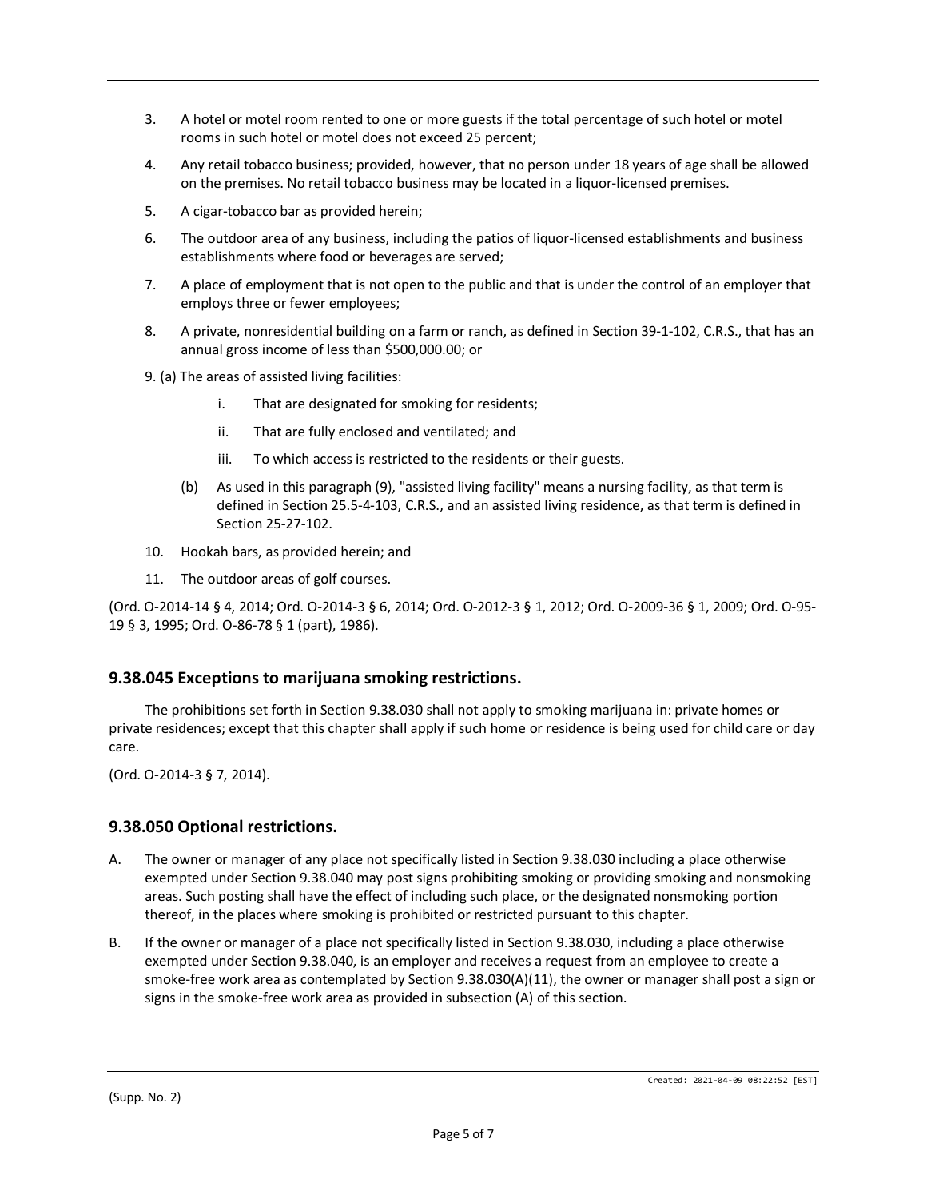3. A hotel or motel room rented to one or more guests if the total percentage of such hotel or motel rooms in such hotel or motel does not exceed 25 percent;

4. Any retail tobacco business; provided, however, that no person under 18 years of age shall be allowed on the premises. No retail tobacco business may be located in a liquor-licensed premises.

5. A cigar-tobacco bar as provided herein;

6. The outdoor area of any business, including the patios of liquor-licensed establishments and business establishments where food or beverages are served;

7. A place of employment that is not open to the public and that is under the control of an employer that employs three or fewer employees;

8. A private, nonresidential building on a farm or ranch, as defined in Section 39-1-102, C.R.S., that has an annual gross income of less than $500,000.00; or

9. (a) The areas of assisted living facilities:

    i. That are designated for smoking for residents;

    ii. That are fully enclosed and ventilated; and

    iii. To which access is restricted to the residents or their guests.

   (b) As used in this paragraph (9), "assisted living facility" means a nursing facility, as that term is defined in Section 25.5-4-103, C.R.S., and an assisted living residence, as that term is defined in Section 25-27-102.

10. Hookah bars, as provided herein; and

11. The outdoor areas of golf courses.

(Ord. O-2014-14 § 4, 2014; Ord. O-2014-3 § 6, 2014; Ord. O-2012-3 § 1, 2012; Ord. O-2009-36 § 1, 2009; Ord. O-95-19 § 3, 1995; Ord. O-86-78 § 1 (part), 1986).

## 9.38.045 Exceptions to marijuana smoking restrictions.

The prohibitions set forth in Section 9.38.030 shall not apply to smoking marijuana in: private homes or private residences; except that this chapter shall apply if such home or residence is being used for child care or day care.

(Ord. O-2014-3 § 7, 2014).

## 9.38.050 Optional restrictions.

A. The owner or manager of any place not specifically listed in Section 9.38.030 including a place otherwise exempted under Section 9.38.040 may post signs prohibiting smoking or providing smoking and nonsmoking areas. Such posting shall have the effect of including such place, or the designated nonsmoking portion thereof, in the places where smoking is prohibited or restricted pursuant to this chapter.

B. If the owner or manager of a place not specifically listed in Section 9.38.030, including a place otherwise exempted under Section 9.38.040, is an employer and receives a request from an employee to create a smoke-free work area as contemplated by Section 9.38.030(A)(11), the owner or manager shall post a sign or signs in the smoke-free work area as provided in subsection (A) of this section.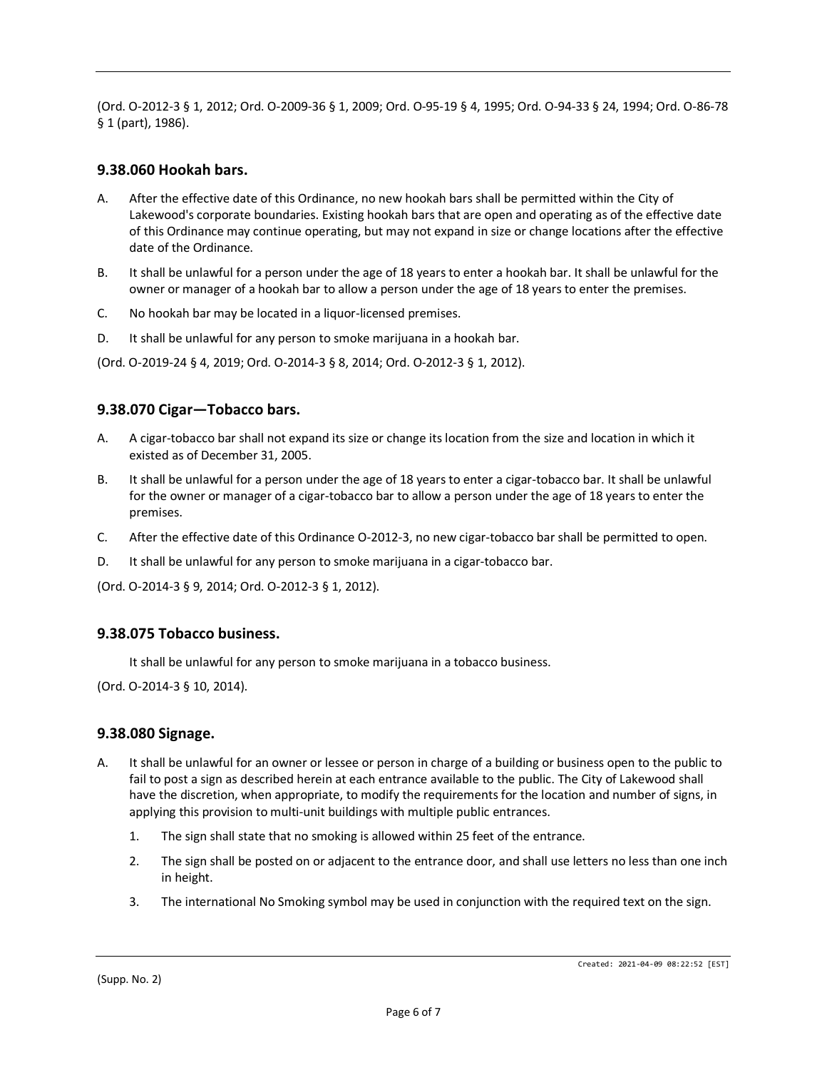(Ord. O-2012-3 § 1, 2012; Ord. O-2009-36 § 1, 2009; Ord. O-95-19 § 4, 1995; Ord. O-94-33 § 24, 1994; Ord. O-86-78 § 1 (part), 1986).

### 9.38.060 Hookah bars.

A. After the effective date of this Ordinance, no new hookah bars shall be permitted within the City of Lakewood's corporate boundaries. Existing hookah bars that are open and operating as of the effective date of this Ordinance may continue operating, but may not expand in size or change locations after the effective date of the Ordinance.

B. It shall be unlawful for a person under the age of 18 years to enter a hookah bar. It shall be unlawful for the owner or manager of a hookah bar to allow a person under the age of 18 years to enter the premises.

C. No hookah bar may be located in a liquor-licensed premises.

D. It shall be unlawful for any person to smoke marijuana in a hookah bar.

(Ord. O-2019-24 § 4, 2019; Ord. O-2014-3 § 8, 2014; Ord. O-2012-3 § 1, 2012).

### 9.38.070 Cigar—Tobacco bars.

A. A cigar-tobacco bar shall not expand its size or change its location from the size and location in which it existed as of December 31, 2005.

B. It shall be unlawful for a person under the age of 18 years to enter a cigar-tobacco bar. It shall be unlawful for the owner or manager of a cigar-tobacco bar to allow a person under the age of 18 years to enter the premises.

C. After the effective date of this Ordinance O-2012-3, no new cigar-tobacco bar shall be permitted to open.

D. It shall be unlawful for any person to smoke marijuana in a cigar-tobacco bar.

(Ord. O-2014-3 § 9, 2014; Ord. O-2012-3 § 1, 2012).

### 9.38.075 Tobacco business.

It shall be unlawful for any person to smoke marijuana in a tobacco business.

(Ord. O-2014-3 § 10, 2014).

### 9.38.080 Signage.

A. It shall be unlawful for an owner or lessee or person in charge of a building or business open to the public to fail to post a sign as described herein at each entrance available to the public. The City of Lakewood shall have the discretion, when appropriate, to modify the requirements for the location and number of signs, in applying this provision to multi-unit buildings with multiple public entrances.

   1. The sign shall state that no smoking is allowed within 25 feet of the entrance.

   2. The sign shall be posted on or adjacent to the entrance door, and shall use letters no less than one inch in height.

   3. The international No Smoking symbol may be used in conjunction with the required text on the sign.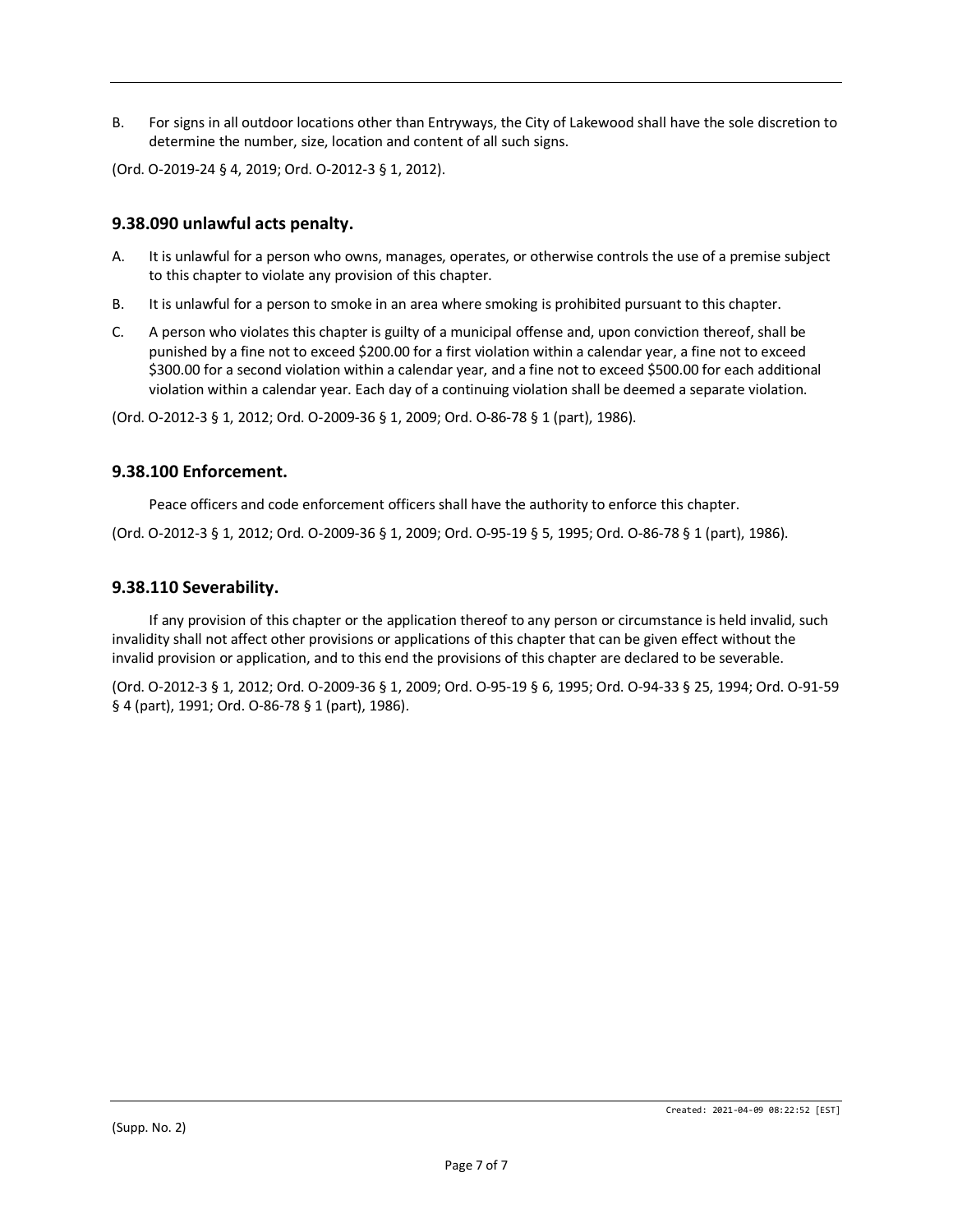B. For signs in all outdoor locations other than Entryways, the City of Lakewood shall have the sole discretion to determine the number, size, location and content of all such signs.

(Ord. O-2019-24 § 4, 2019; Ord. O-2012-3 § 1, 2012).

### 9.38.090 unlawful acts penalty.

A. It is unlawful for a person who owns, manages, operates, or otherwise controls the use of a premise subject to this chapter to violate any provision of this chapter.

B. It is unlawful for a person to smoke in an area where smoking is prohibited pursuant to this chapter.

C. A person who violates this chapter is guilty of a municipal offense and, upon conviction thereof, shall be punished by a fine not to exceed $200.00 for a first violation within a calendar year, a fine not to exceed $300.00 for a second violation within a calendar year, and a fine not to exceed $500.00 for each additional violation within a calendar year. Each day of a continuing violation shall be deemed a separate violation.

(Ord. O-2012-3 § 1, 2012; Ord. O-2009-36 § 1, 2009; Ord. O-86-78 § 1 (part), 1986).

### 9.38.100 Enforcement.

Peace officers and code enforcement officers shall have the authority to enforce this chapter.

(Ord. O-2012-3 § 1, 2012; Ord. O-2009-36 § 1, 2009; Ord. O-95-19 § 5, 1995; Ord. O-86-78 § 1 (part), 1986).

### 9.38.110 Severability.

If any provision of this chapter or the application thereof to any person or circumstance is held invalid, such invalidity shall not affect other provisions or applications of this chapter that can be given effect without the invalid provision or application, and to this end the provisions of this chapter are declared to be severable.

(Ord. O-2012-3 § 1, 2012; Ord. O-2009-36 § 1, 2009; Ord. O-95-19 § 6, 1995; Ord. O-94-33 § 25, 1994; Ord. O-91-59 § 4 (part), 1991; Ord. O-86-78 § 1 (part), 1986).